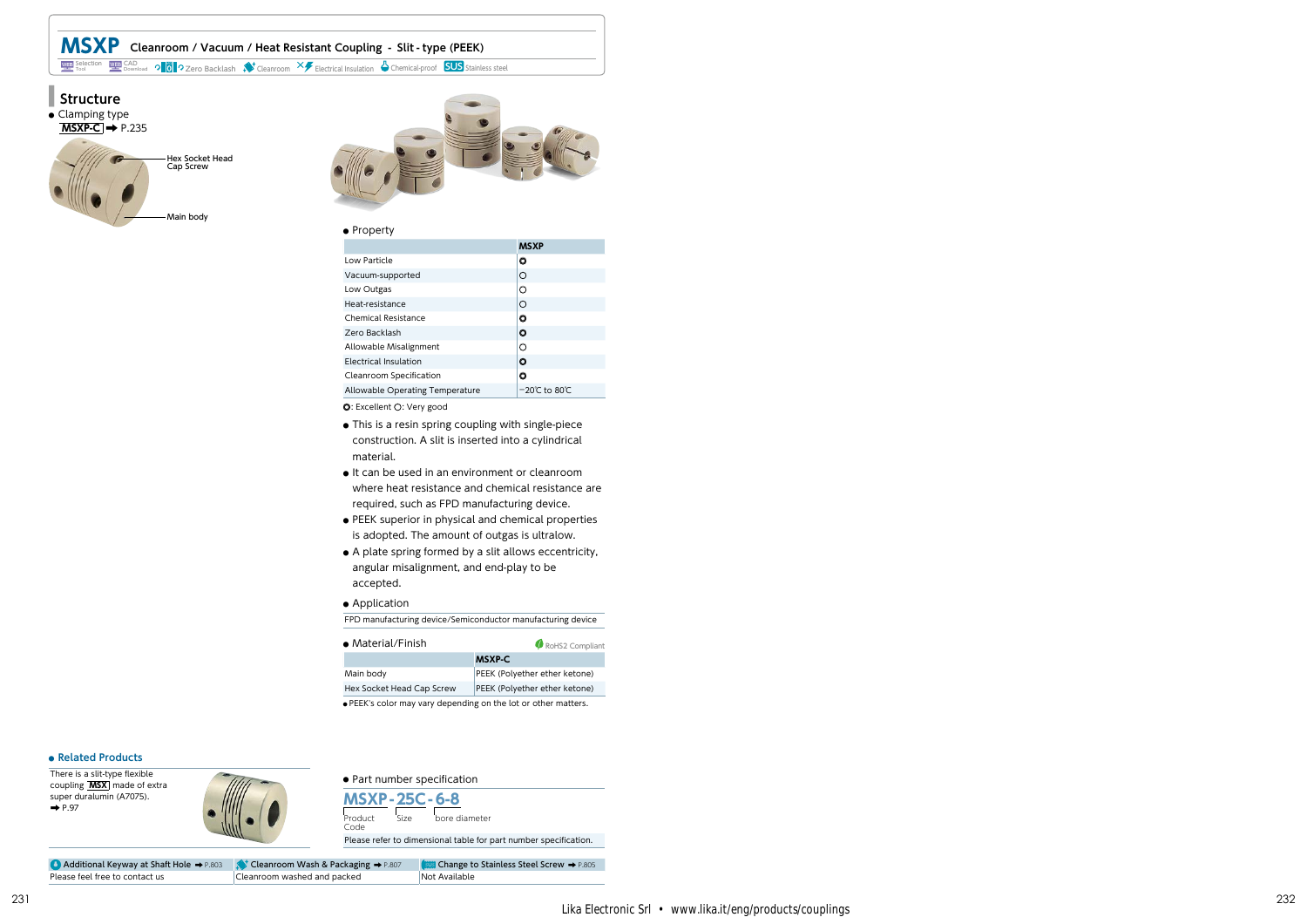# MSXP Cleanroom / Vacuum / Heat Resistant Coupling - Slit - type (PEEK)

Selection Tool | CAD Download | Zero Backlash | Cleanroom | Electrical Insulation | Chemical-proof | SUS Stainless steel

## Structure

- Clamping type
  MSXP-C ➡ P.235

Hex Socket Head Cap Screw

Main body

- Property

| | MSXP |
|---|---|
| Low Particle | ✪ |
| Vacuum-supported | ○ |
| Low Outgas | ○ |
| Heat-resistance | ○ |
| Chemical Resistance | ✪ |
| Zero Backlash | ✪ |
| Allowable Misalignment | ○ |
| Electrical Insulation | ✪ |
| Cleanroom Specification | ✪ |
| Allowable Operating Temperature | −20℃ to 80℃ |

✪: Excellent ○: Very good

- This is a resin spring coupling with single-piece construction. A slit is inserted into a cylindrical material.
- It can be used in an environment or cleanroom where heat resistance and chemical resistance are required, such as FPD manufacturing device.
- PEEK superior in physical and chemical properties is adopted. The amount of outgas is ultralow.
- A plate spring formed by a slit allows eccentricity, angular misalignment, and end-play to be accepted.

- Application

FPD manufacturing device/Semiconductor manufacturing device

- Material/Finish

RoHS2 Compliant

| | MSXP-C |
|---|---|
| Main body | PEEK (Polyether ether ketone) |
| Hex Socket Head Cap Screw | PEEK (Polyether ether ketone) |

- PEEK's color may vary depending on the lot or other matters.

- Related Products

There is a slit-type flexible coupling MSX made of extra super duralumin (A7075).
➡ P.97

- Part number specification

**MSXP - 25C - 6-8**

Product Code | Size | bore diameter

Please refer to dimensional table for part number specification.

| Additional Keyway at Shaft Hole ➡ P.803 | Cleanroom Wash & Packaging ➡ P.807 | Change to Stainless Steel Screw ➡ P.805 |
|---|---|---|
| Please feel free to contact us | Cleanroom washed and packed | Not Available |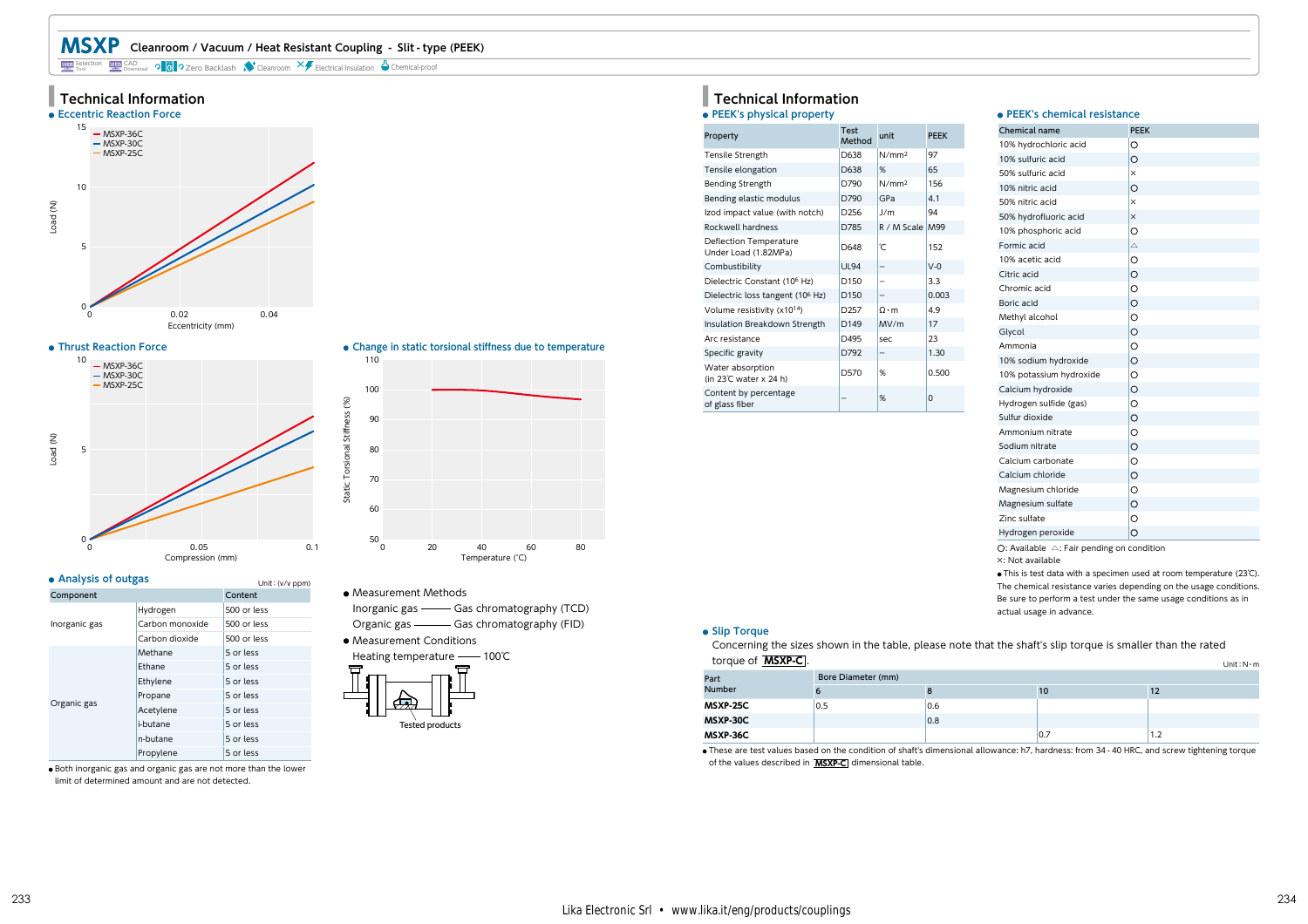# MSXP Cleanroom / Vacuum / Heat Resistant Coupling - Slit-type (PEEK)

WEB Selection Tool | WEB CAD Download | Zero Backlash | Cleanroom | Electrical Insulation | Chemical-proof

## Technical Information

### ● Eccentric Reaction Force

Load (N) vs. Eccentricity (mm) — MSXP-36C, MSXP-30C, MSXP-25C

### ● Thrust Reaction Force

Load (N) vs. Compression (mm) — MSXP-36C, MSXP-30C, MSXP-25C

### ● Change in static torsional stiffness due to temperature

Static Torsional Stiffness (%) vs. Temperature (℃)

### ● Analysis of outgas

Unit : (v/v ppm)

| Component | | Content |
|---|---|---|
| Inorganic gas | Hydrogen | 500 or less |
| | Carbon monoxide | 500 or less |
| | Carbon dioxide | 500 or less |
| Organic gas | Methane | 5 or less |
| | Ethane | 5 or less |
| | Ethylene | 5 or less |
| | Propane | 5 or less |
| | Acetylene | 5 or less |
| | i-butane | 5 or less |
| | n-butane | 5 or less |
| | Propylene | 5 or less |

● Both inorganic gas and organic gas are not more than the lower limit of determined amount and are not detected.

● Measurement Methods

Inorganic gas ——— Gas chromatography (TCD)

Organic gas ——— Gas chromatography (FID)

● Measurement Conditions

Heating temperature ——— 100℃

Tested products

## Technical Information

### ● PEEK's physical property

| Property | Test Method | unit | PEEK |
|---|---|---|---|
| Tensile Strength | D638 | N/mm² | 97 |
| Tensile elongation | D638 | % | 65 |
| Bending Strength | D790 | N/mm² | 156 |
| Bending elastic modulus | D790 | GPa | 4.1 |
| Izod impact value (with notch) | D256 | J/m | 94 |
| Rockwell hardness | D785 | R / M Scale | M99 |
| Deflection Temperature Under Load (1.82MPa) | D648 | ℃ | 152 |
| Combustibility | UL94 | – | V-0 |
| Dielectric Constant ($10^6$ Hz) | D150 | – | 3.3 |
| Dielectric loss tangent ($10^6$ Hz) | D150 | – | 0.003 |
| Volume resistivity ($\times10^{14}$) | D257 | Ω・m | 4.9 |
| Insulation Breakdown Strength | D149 | MV/m | 17 |
| Arc resistance | D495 | sec | 23 |
| Specific gravity | D792 | – | 1.30 |
| Water absorption (in 23℃ water x 24 h) | D570 | % | 0.500 |
| Content by percentage of glass fiber | – | % | 0 |

### ● PEEK's chemical resistance

| Chemical name | PEEK |
|---|---|
| 10% hydrochloric acid | ○ |
| 10% sulfuric acid | ○ |
| 50% sulfuric acid | × |
| 10% nitric acid | ○ |
| 50% nitric acid | × |
| 50% hydrofluoric acid | × |
| 10% phosphoric acid | ○ |
| Formic acid | △ |
| 10% acetic acid | ○ |
| Citric acid | ○ |
| Chromic acid | ○ |
| Boric acid | ○ |
| Methyl alcohol | ○ |
| Glycol | ○ |
| Ammonia | ○ |
| 10% sodium hydroxide | ○ |
| 10% potassium hydroxide | ○ |
| Calcium hydroxide | ○ |
| Hydrogen sulfide (gas) | ○ |
| Sulfur dioxide | ○ |
| Ammonium nitrate | ○ |
| Sodium nitrate | ○ |
| Calcium carbonate | ○ |
| Calcium chloride | ○ |
| Magnesium chloride | ○ |
| Magnesium sulfate | ○ |
| Zinc sulfate | ○ |
| Hydrogen peroxide | ○ |

○: Available △: Fair pending on condition
×: Not available

● This is test data with a specimen used at room temperature (23℃). The chemical resistance varies depending on the usage conditions. Be sure to perform a test under the same usage conditions as in actual usage in advance.

### ● Slip Torque

Concerning the sizes shown in the table, please note that the shaft's slip torque is smaller than the rated torque of MSXP-C.

Unit : N・m

| Part Number | Bore Diameter (mm) | | | |
|---|---|---|---|---|
| | 6 | 8 | 10 | 12 |
| **MSXP-25C** | 0.5 | 0.6 | | |
| **MSXP-30C** | | 0.8 | | |
| **MSXP-36C** | | | 0.7 | 1.2 |

● These are test values based on the condition of shaft's dimensional allowance: h7, hardness: from 34 - 40 HRC, and screw tightening torque of the values described in MSXP-C dimensional table.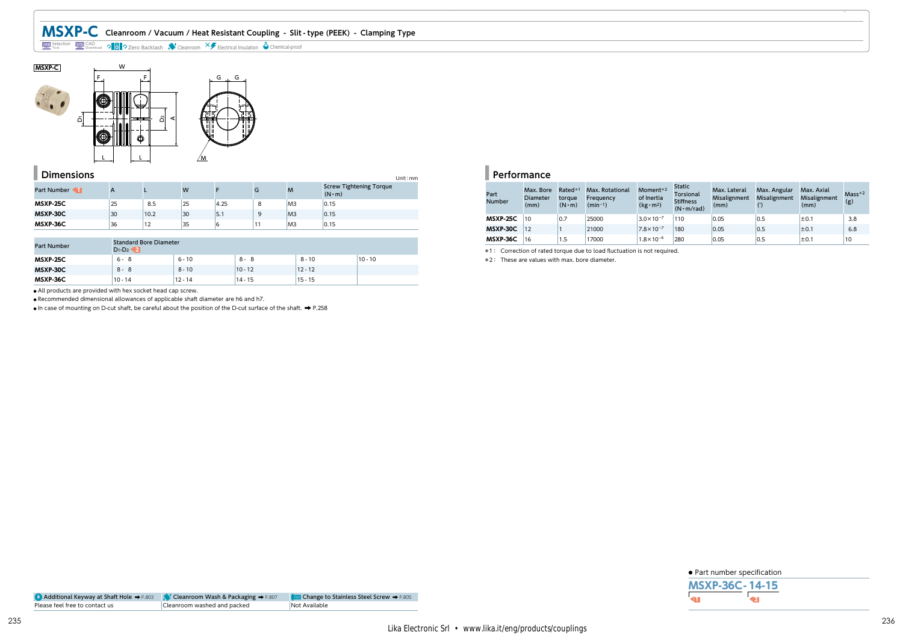# MSXP-C Cleanroom / Vacuum / Heat Resistant Coupling - Slit - type (PEEK) - Clamping Type

Selection Tool | CAD Download | Zero Backlash | Cleanroom | Electrical Insulation | Chemical-proof

MSXP-C

W, F, F, L, L, D1, D2, A, G, G, M

## Dimensions

Unit : mm

| Part Number 1 | A | L | W | F | G | M | Screw Tightening Torque (N・m) |
|---|---|---|---|---|---|---|---|
| **MSXP-25C** | 25 | 8.5 | 25 | 4.25 | 8 | M3 | 0.15 |
| **MSXP-30C** | 30 | 10.2 | 30 | 5.1 | 9 | M3 | 0.15 |
| **MSXP-36C** | 36 | 12 | 35 | 6 | 11 | M3 | 0.15 |

| Part Number | Standard Bore Diameter $D_1$-$D_2$ 2 | | | | |
|---|---|---|---|---|---|
| **MSXP-25C** | 6 - 8 | 6 - 10 | 8 - 8 | 8 - 10 | 10 - 10 |
| **MSXP-30C** | 8 - 8 | 8 - 10 | 10 - 12 | 12 - 12 | |
| **MSXP-36C** | 10 - 14 | 12 - 14 | 14 - 15 | 15 - 15 | |

- All products are provided with hex socket head cap screw.
- Recommended dimensional allowances of applicable shaft diameter are h6 and h7.
- In case of mounting on D-cut shaft, be careful about the position of the D-cut surface of the shaft. ➡ P.258

| Additional Keyway at Shaft Hole ➡ P.803 | Cleanroom Wash & Packaging ➡ P.807 | Change to Stainless Steel Screw ➡ P.805 |
|---|---|---|
| Please feel free to contact us | Cleanroom washed and packed | Not Available |

## Performance

| Part Number | Max. Bore Diameter (mm) | Rated*1 torque (N・m) | Max. Rotational Frequency ($min^{-1}$) | Moment*2 of Inertia ($kg \cdot m^2$) | Static Torsional Stiffness (N・m/rad) | Max. Lateral Misalignment (mm) | Max. Angular Misalignment (°) | Max. Axial Misalignment (mm) | Mass*2 (g) |
|---|---|---|---|---|---|---|---|---|---|
| **MSXP-25C** | 10 | 0.7 | 25000 | $3.0\times10^{-7}$ | 110 | 0.05 | 0.5 | ±0.1 | 3.8 |
| **MSXP-30C** | 12 | 1 | 21000 | $7.8\times10^{-7}$ | 180 | 0.05 | 0.5 | ±0.1 | 6.8 |
| **MSXP-36C** | 16 | 1.5 | 17000 | $1.8\times10^{-6}$ | 280 | 0.05 | 0.5 | ±0.1 | 10 |

*1 : Correction of rated torque due to load fluctuation is not required.
*2 : These are values with max. bore diameter.

- Part number specification

**MSXP-36C - 14-15**

1 2